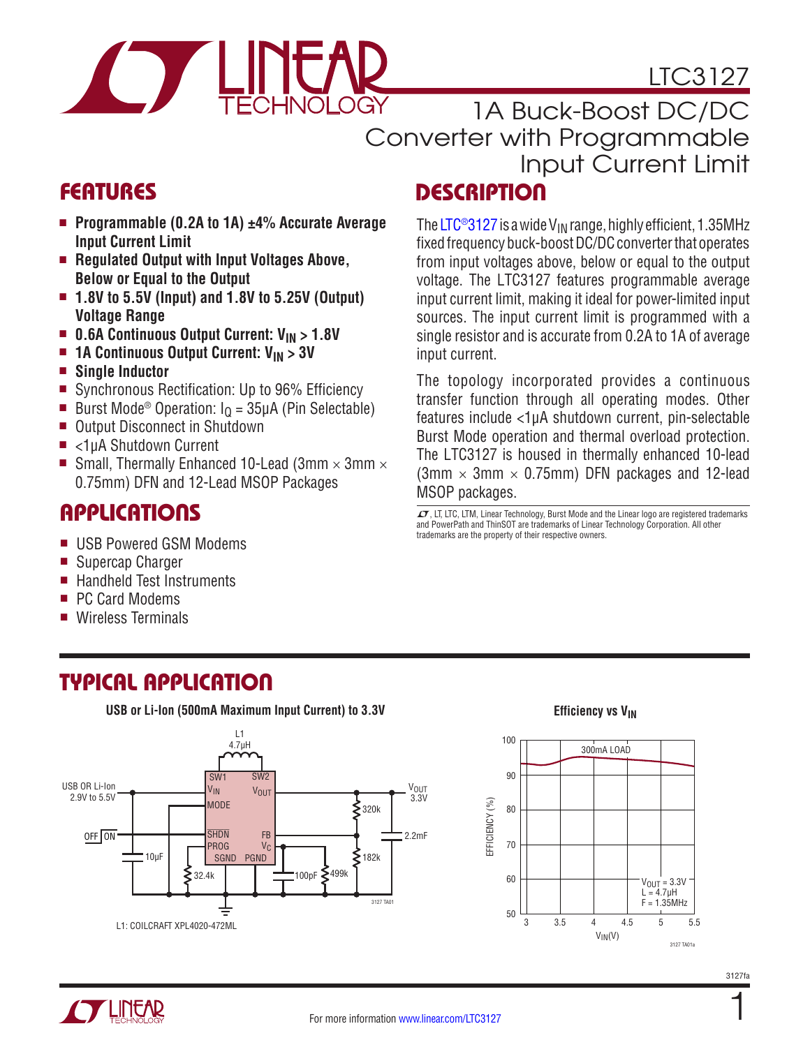# LTC3127

## 1A Buck-Boost DC/DC Converter with Programmable Input Current Limit

## FEATURES

- **Programmable (0.2A to 1A) ±4% Accurate Average Input Current Limit**
- **Regulated Output with Input Voltages Above, Below or Equal to the Output**
- **1.8V to 5.5V (Input) and 1.8V to 5.25V (Output) Voltage Range**
- **0.6A Continuous Output Current: $V_{IN}$ > 1.8V**
- **1A Continuous Output Current: $V_{IN}$ > 3V**
- **Single Inductor**
- Synchronous Rectification: Up to 96% Efficiency
- Burst Mode® Operation: $I_Q$ = 35µA (Pin Selectable)
- Output Disconnect in Shutdown
- <1µA Shutdown Current
- Small, Thermally Enhanced 10-Lead (3mm × 3mm × 0.75mm) DFN and 12-Lead MSOP Packages

## APPLICATIONS

- USB Powered GSM Modems
- Supercap Charger
- Handheld Test Instruments
- PC Card Modems
- Wireless Terminals

## DESCRIPTION

The LTC®3127 is a wide $V_{IN}$ range, highly efficient, 1.35MHz fixed frequency buck-boost DC/DC converter that operates from input voltages above, below or equal to the output voltage. The LTC3127 features programmable average input current limit, making it ideal for power-limited input sources. The input current limit is programmed with a single resistor and is accurate from 0.2A to 1A of average input current.

The topology incorporated provides a continuous transfer function through all operating modes. Other features include <1µA shutdown current, pin-selectable Burst Mode operation and thermal overload protection. The LTC3127 is housed in thermally enhanced 10-lead (3mm × 3mm × 0.75mm) DFN packages and 12-lead MSOP packages.

LT, LTC, LTM, Linear Technology, Burst Mode and the Linear logo are registered trademarks and PowerPath and ThinSOT are trademarks of Linear Technology Corporation. All other trademarks are the property of their respective owners.

## TYPICAL APPLICATION

**USB or Li-Ion (500mA Maximum Input Current) to 3.3V**

L1: COILCRAFT XPL4020-472ML

**Efficiency vs $V_{IN}$**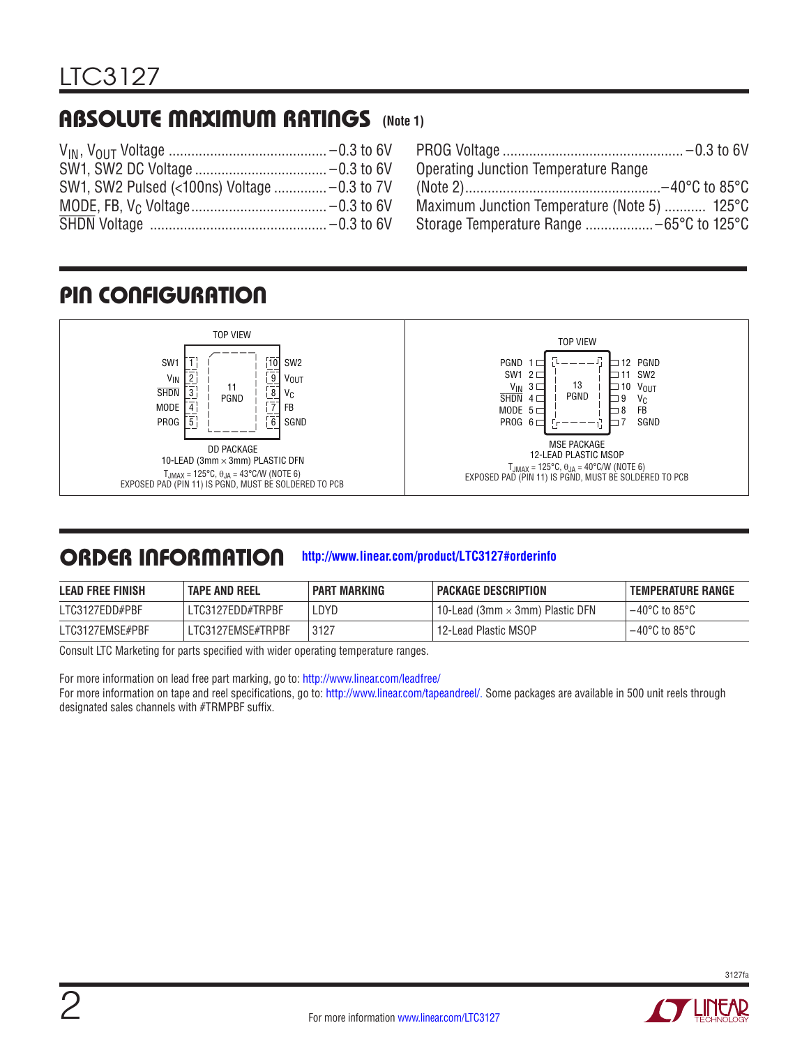## ABSOLUTE MAXIMUM RATINGS (Note 1)

$V_{IN}$, $V_{OUT}$ Voltage .......................................... –0.3 to 6V
SW1, SW2 DC Voltage .................................. –0.3 to 6V
SW1, SW2 Pulsed (<100ns) Voltage .............. –0.3 to 7V
MODE, FB, $V_C$ Voltage .................................. –0.3 to 6V
SHDN Voltage .............................................. –0.3 to 6V
PROG Voltage ............................................... –0.3 to 6V
Operating Junction Temperature Range
(Note 2) .................................................. –40°C to 85°C
Maximum Junction Temperature (Note 5) ........... 125°C
Storage Temperature Range .................. –65°C to 125°C

## PIN CONFIGURATION

**DD PACKAGE — 10-LEAD (3mm × 3mm) PLASTIC DFN (TOP VIEW)**

| Pin | Name | Pin | Name |
|---|---|---|---|
| 1 | SW1 | 10 | SW2 |
| 2 | $V_{IN}$ | 9 | $V_{OUT}$ |
| 3 | SHDN | 8 | $V_C$ |
| 4 | MODE | 7 | FB |
| 5 | PROG | 6 | SGND |
| 11 | PGND (Exposed Pad) | | |

$T_{JMAX}$ = 125°C, $\theta_{JA}$ = 43°C/W (NOTE 6)
EXPOSED PAD (PIN 11) IS PGND, MUST BE SOLDERED TO PCB

**MSE PACKAGE — 12-LEAD PLASTIC MSOP (TOP VIEW)**

| Pin | Name | Pin | Name |
|---|---|---|---|
| 1 | PGND | 12 | PGND |
| 2 | SW1 | 11 | SW2 |
| 3 | $V_{IN}$ | 10 | $V_{OUT}$ |
| 4 | SHDN | 9 | $V_C$ |
| 5 | MODE | 8 | FB |
| 6 | PROG | 7 | SGND |
| 13 | PGND (Exposed Pad) | | |

$T_{JMAX}$ = 125°C, $\theta_{JA}$ = 40°C/W (NOTE 6)
EXPOSED PAD (PIN 11) IS PGND, MUST BE SOLDERED TO PCB

## ORDER INFORMATION http://www.linear.com/product/LTC3127#orderinfo

| LEAD FREE FINISH | TAPE AND REEL | PART MARKING | PACKAGE DESCRIPTION | TEMPERATURE RANGE |
|---|---|---|---|---|
| LTC3127EDD#PBF | LTC3127EDD#TRPBF | LDYD | 10-Lead (3mm × 3mm) Plastic DFN | –40°C to 85°C |
| LTC3127EMSE#PBF | LTC3127EMSE#TRPBF | 3127 | 12-Lead Plastic MSOP | –40°C to 85°C |

Consult LTC Marketing for parts specified with wider operating temperature ranges.

For more information on lead free part marking, go to: http://www.linear.com/leadfree/
For more information on tape and reel specifications, go to: http://www.linear.com/tapeandreel/. Some packages are available in 500 unit reels through designated sales channels with #TRMPBF suffix.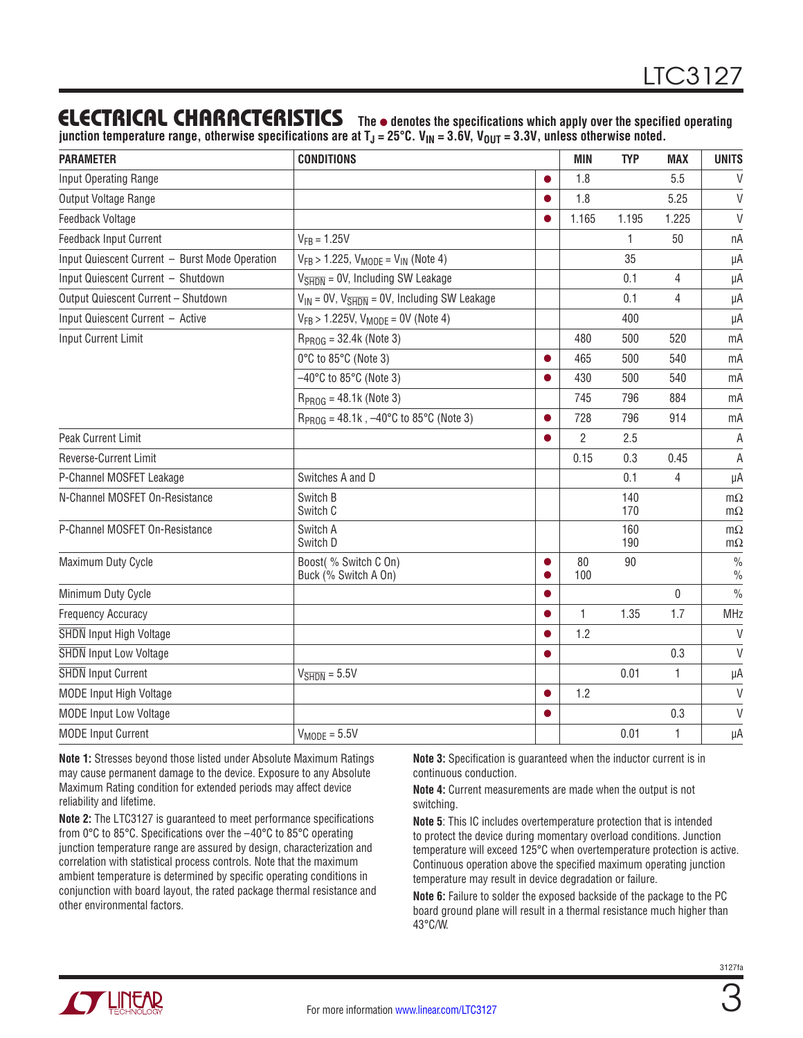## ELECTRICAL CHARACTERISTICS

**The ● denotes the specifications which apply over the specified operating junction temperature range, otherwise specifications are at $T_J$ = 25°C. $V_{IN}$ = 3.6V, $V_{OUT}$ = 3.3V, unless otherwise noted.**

| PARAMETER | CONDITIONS | | MIN | TYP | MAX | UNITS |
|---|---|---|---|---|---|---|
| Input Operating Range | | ● | 1.8 | | 5.5 | V |
| Output Voltage Range | | ● | 1.8 | | 5.25 | V |
| Feedback Voltage | | ● | 1.165 | 1.195 | 1.225 | V |
| Feedback Input Current | $V_{FB}$ = 1.25V | | | 1 | 50 | nA |
| Input Quiescent Current – Burst Mode Operation | $V_{FB}$ > 1.225, $V_{MODE}$ = $V_{IN}$ (Note 4) | | | 35 | | µA |
| Input Quiescent Current – Shutdown | $V_{\overline{SHDN}}$ = 0V, Including SW Leakage | | | 0.1 | 4 | µA |
| Output Quiescent Current – Shutdown | $V_{IN}$ = 0V, $V_{\overline{SHDN}}$ = 0V, Including SW Leakage | | | 0.1 | 4 | µA |
| Input Quiescent Current – Active | $V_{FB}$ > 1.225V, $V_{MODE}$ = 0V (Note 4) | | | 400 | | µA |
| Input Current Limit | $R_{PROG}$ = 32.4k (Note 3) | | 480 | 500 | 520 | mA |
| | 0°C to 85°C (Note 3) | ● | 465 | 500 | 540 | mA |
| | –40°C to 85°C (Note 3) | ● | 430 | 500 | 540 | mA |
| | $R_{PROG}$ = 48.1k (Note 3) | | 745 | 796 | 884 | mA |
| | $R_{PROG}$ = 48.1k , –40°C to 85°C (Note 3) | ● | 728 | 796 | 914 | mA |
| Peak Current Limit | | ● | 2 | 2.5 | | A |
| Reverse-Current Limit | | | 0.15 | 0.3 | 0.45 | A |
| P-Channel MOSFET Leakage | Switches A and D | | | 0.1 | 4 | µA |
| N-Channel MOSFET On-Resistance | Switch B<br>Switch C | | | 140<br>170 | | mΩ<br>mΩ |
| P-Channel MOSFET On-Resistance | Switch A<br>Switch D | | | 160<br>190 | | mΩ<br>mΩ |
| Maximum Duty Cycle | Boost( % Switch C On)<br>Buck (% Switch A On) | ●<br>● | 80<br>100 | 90 | | %<br>% |
| Minimum Duty Cycle | | ● | | | 0 | % |
| Frequency Accuracy | | ● | 1 | 1.35 | 1.7 | MHz |
| $\overline{SHDN}$ Input High Voltage | | ● | 1.2 | | | V |
| $\overline{SHDN}$ Input Low Voltage | | ● | | | 0.3 | V |
| $\overline{SHDN}$ Input Current | $V_{\overline{SHDN}}$ = 5.5V | | | 0.01 | 1 | µA |
| MODE Input High Voltage | | ● | 1.2 | | | V |
| MODE Input Low Voltage | | ● | | | 0.3 | V |
| MODE Input Current | $V_{MODE}$ = 5.5V | | | 0.01 | 1 | µA |

**Note 1:** Stresses beyond those listed under Absolute Maximum Ratings may cause permanent damage to the device. Exposure to any Absolute Maximum Rating condition for extended periods may affect device reliability and lifetime.

**Note 2:** The LTC3127 is guaranteed to meet performance specifications from 0°C to 85°C. Specifications over the –40°C to 85°C operating junction temperature range are assured by design, characterization and correlation with statistical process controls. Note that the maximum ambient temperature is determined by specific operating conditions in conjunction with board layout, the rated package thermal resistance and other environmental factors.

**Note 3:** Specification is guaranteed when the inductor current is in continuous conduction.

**Note 4:** Current measurements are made when the output is not switching.

**Note 5**: This IC includes overtemperature protection that is intended to protect the device during momentary overload conditions. Junction temperature will exceed 125°C when overtemperature protection is active. Continuous operation above the specified maximum operating junction temperature may result in device degradation or failure.

**Note 6:** Failure to solder the exposed backside of the package to the PC board ground plane will result in a thermal resistance much higher than 43°C/W.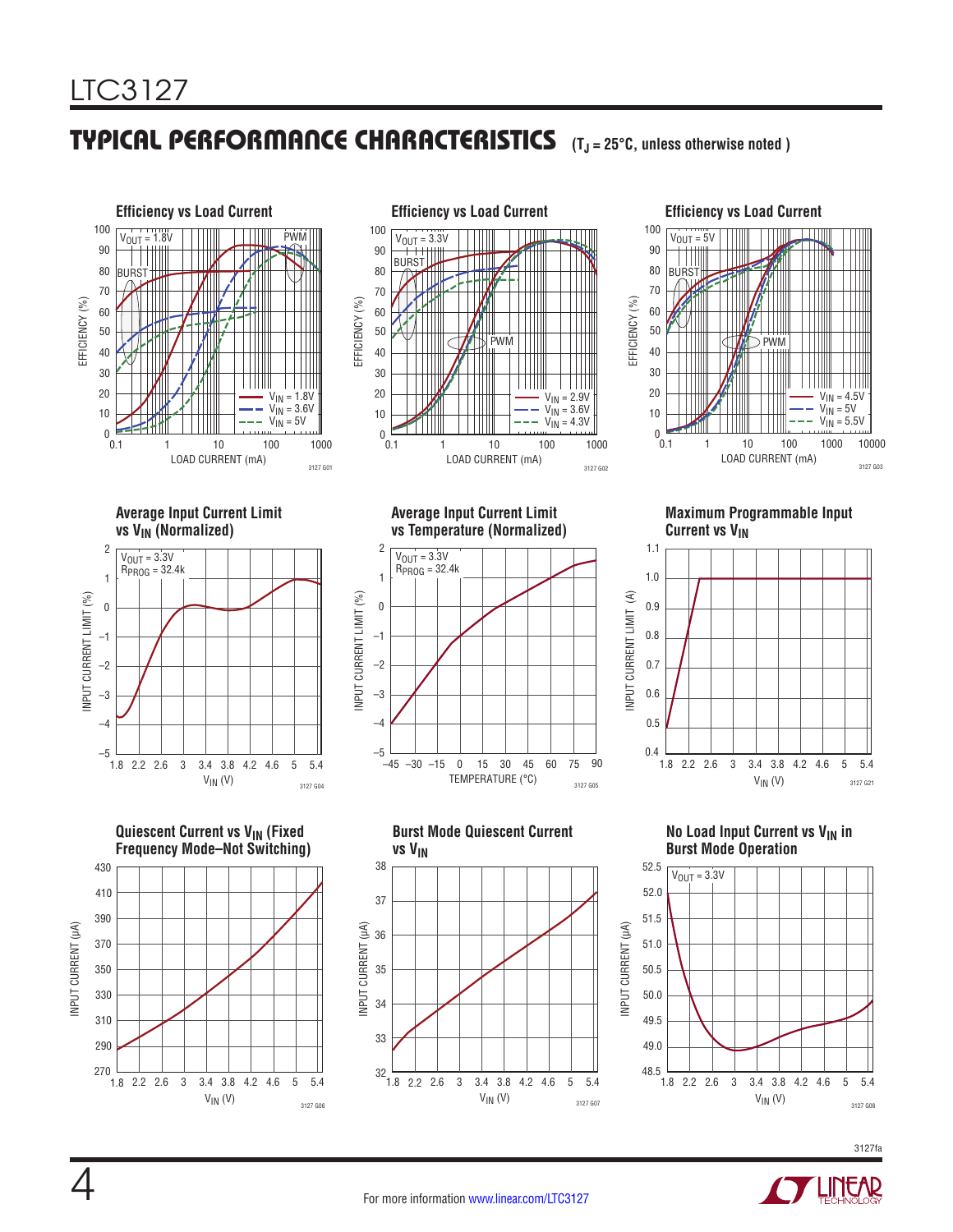## TYPICAL PERFORMANCE CHARACTERISTICS ($T_J$ = 25°C, unless otherwise noted )

**Efficiency vs Load Current**

$V_{OUT}$ = 1.8V; BURST; PWM; $V_{IN}$ = 1.8V, $V_{IN}$ = 3.6V, $V_{IN}$ = 5V

EFFICIENCY (%) vs LOAD CURRENT (mA)

3127 G01

**Efficiency vs Load Current**

$V_{OUT}$ = 3.3V; BURST; PWM; $V_{IN}$ = 2.9V, $V_{IN}$ = 3.6V, $V_{IN}$ = 4.3V

EFFICIENCY (%) vs LOAD CURRENT (mA)

3127 G02

**Efficiency vs Load Current**

$V_{OUT}$ = 5V; BURST; PWM; $V_{IN}$ = 4.5V, $V_{IN}$ = 5V, $V_{IN}$ = 5.5V

EFFICIENCY (%) vs LOAD CURRENT (mA)

3127 G03

**Average Input Current Limit vs $V_{IN}$ (Normalized)**

$V_{OUT}$ = 3.3V; $R_{PROG}$ = 32.4k

INPUT CURRENT LIMIT (%) vs $V_{IN}$ (V)

3127 G04

**Average Input Current Limit vs Temperature (Normalized)**

$V_{OUT}$ = 3.3V; $R_{PROG}$ = 32.4k

INPUT CURRENT LIMIT (%) vs TEMPERATURE (°C)

3127 G05

**Maximum Programmable Input Current vs $V_{IN}$**

INPUT CURRENT LIMIT (A) vs $V_{IN}$ (V)

3127 G21

**Quiescent Current vs $V_{IN}$ (Fixed Frequency Mode–Not Switching)**

INPUT CURRENT (µA) vs $V_{IN}$ (V)

3127 G06

**Burst Mode Quiescent Current vs $V_{IN}$**

INPUT CURRENT (µA) vs $V_{IN}$ (V)

3127 G07

**No Load Input Current vs $V_{IN}$ in Burst Mode Operation**

$V_{OUT}$ = 3.3V

INPUT CURRENT (µA) vs $V_{IN}$ (V)

3127 G08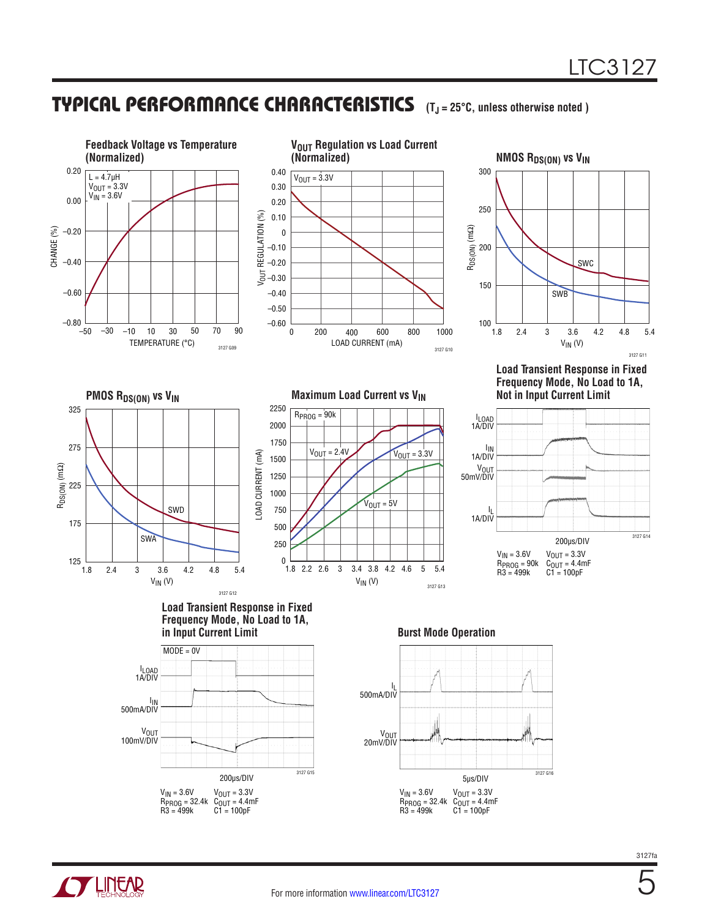## TYPICAL PERFORMANCE CHARACTERISTICS ($T_J$ = 25°C, unless otherwise noted)

**Feedback Voltage vs Temperature (Normalized)**

L = 4.7µH
$V_{OUT}$ = 3.3V
$V_{IN}$ = 3.6V

CHANGE (%) vs TEMPERATURE (°C)

3127 G09

**$V_{OUT}$ Regulation vs Load Current (Normalized)**

$V_{OUT}$ = 3.3V

$V_{OUT}$ REGULATION (%) vs LOAD CURRENT (mA)

3127 G10

**NMOS $R_{DS(ON)}$ vs $V_{IN}$**

SWC, SWB

$R_{DS(ON)}$ (mΩ) vs $V_{IN}$ (V)

3127 G11

**PMOS $R_{DS(ON)}$ vs $V_{IN}$**

SWD, SWA

$R_{DS(ON)}$ (mΩ) vs $V_{IN}$ (V)

3127 G12

**Maximum Load Current vs $V_{IN}$**

$R_{PROG}$ = 90k

$V_{OUT}$ = 2.4V, $V_{OUT}$ = 3.3V, $V_{OUT}$ = 5V

LOAD CURRENT (mA) vs $V_{IN}$ (V)

3127 G13

**Load Transient Response in Fixed Frequency Mode, No Load to 1A, Not in Input Current Limit**

$I_{LOAD}$ 1A/DIV
$I_{IN}$ 1A/DIV
$V_{OUT}$ 50mV/DIV
$I_L$ 1A/DIV

200µs/DIV

$V_{IN}$ = 3.6V $V_{OUT}$ = 3.3V
$R_{PROG}$ = 90k $C_{OUT}$ = 4.4mF
R3 = 499k C1 = 100pF

3127 G14

**Load Transient Response in Fixed Frequency Mode, No Load to 1A, in Input Current Limit**

MODE = 0V

$I_{LOAD}$ 1A/DIV
$I_{IN}$ 500mA/DIV
$V_{OUT}$ 100mV/DIV

200µs/DIV

$V_{IN}$ = 3.6V $V_{OUT}$ = 3.3V
$R_{PROG}$ = 32.4k $C_{OUT}$ = 4.4mF
R3 = 499k C1 = 100pF

3127 G15

**Burst Mode Operation**

$I_L$ 500mA/DIV
$V_{OUT}$ 20mV/DIV

5µs/DIV

$V_{IN}$ = 3.6V $V_{OUT}$ = 3.3V
$R_{PROG}$ = 32.4k $C_{OUT}$ = 4.4mF
R3 = 499k C1 = 100pF

3127 G16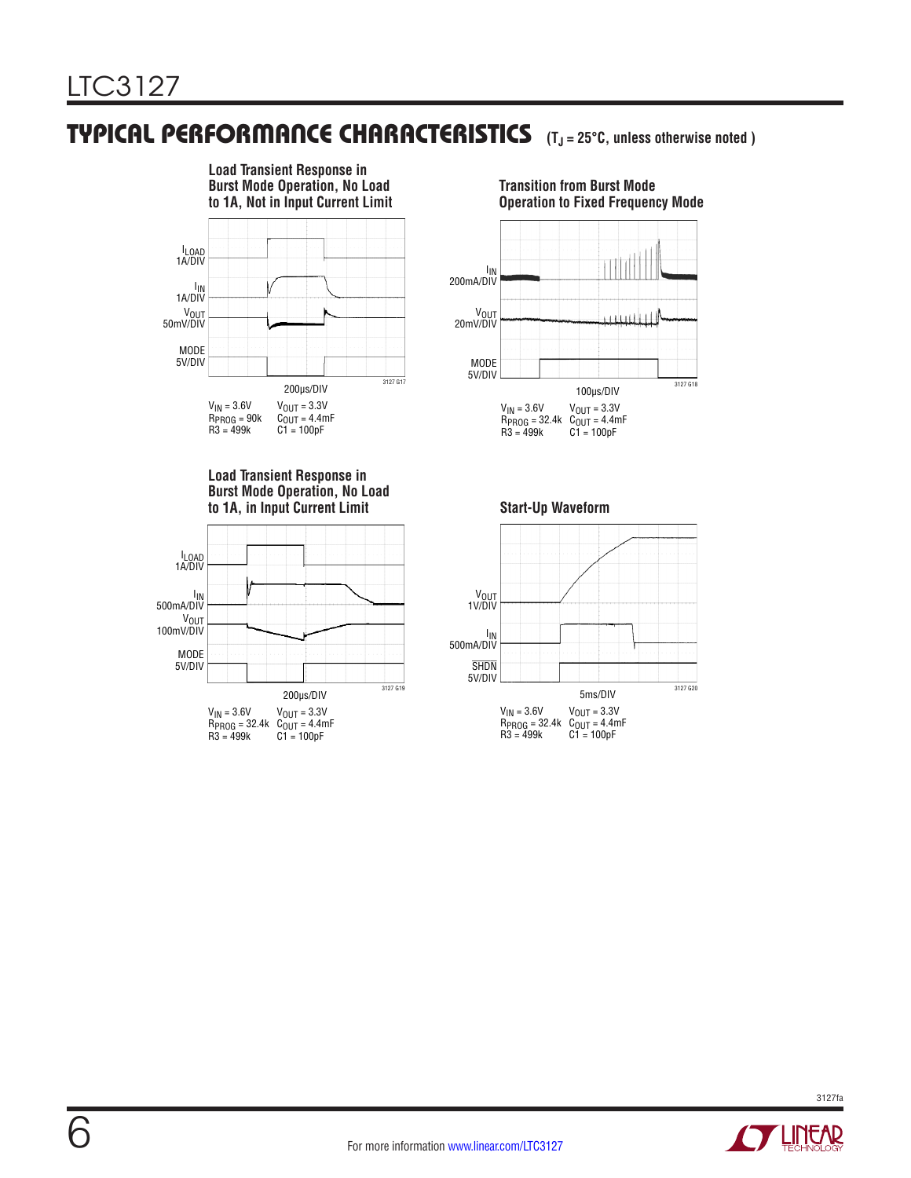## TYPICAL PERFORMANCE CHARACTERISTICS ($T_J$ = 25°C, unless otherwise noted )

**Load Transient Response in Burst Mode Operation, No Load to 1A, Not in Input Current Limit**

$I_{LOAD}$ 1A/DIV

$I_{IN}$ 1A/DIV

$V_{OUT}$ 50mV/DIV

MODE 5V/DIV

200µs/DIV

3127 G17

$V_{IN}$ = 3.6V $V_{OUT}$ = 3.3V
$R_{PROG}$ = 90k $C_{OUT}$ = 4.4mF
R3 = 499k C1 = 100pF

**Transition from Burst Mode Operation to Fixed Frequency Mode**

$I_{IN}$ 200mA/DIV

$V_{OUT}$ 20mV/DIV

MODE 5V/DIV

100µs/DIV

3127 G18

$V_{IN}$ = 3.6V $V_{OUT}$ = 3.3V
$R_{PROG}$ = 32.4k $C_{OUT}$ = 4.4mF
R3 = 499k C1 = 100pF

**Load Transient Response in Burst Mode Operation, No Load to 1A, in Input Current Limit**

$I_{LOAD}$ 1A/DIV

$I_{IN}$ 500mA/DIV

$V_{OUT}$ 100mV/DIV

MODE 5V/DIV

200µs/DIV

3127 G19

$V_{IN}$ = 3.6V $V_{OUT}$ = 3.3V
$R_{PROG}$ = 32.4k $C_{OUT}$ = 4.4mF
R3 = 499k C1 = 100pF

**Start-Up Waveform**

$V_{OUT}$ 1V/DIV

$I_{IN}$ 500mA/DIV

$\overline{SHDN}$ 5V/DIV

5ms/DIV

3127 G20

$V_{IN}$ = 3.6V $V_{OUT}$ = 3.3V
$R_{PROG}$ = 32.4k $C_{OUT}$ = 4.4mF
R3 = 499k C1 = 100pF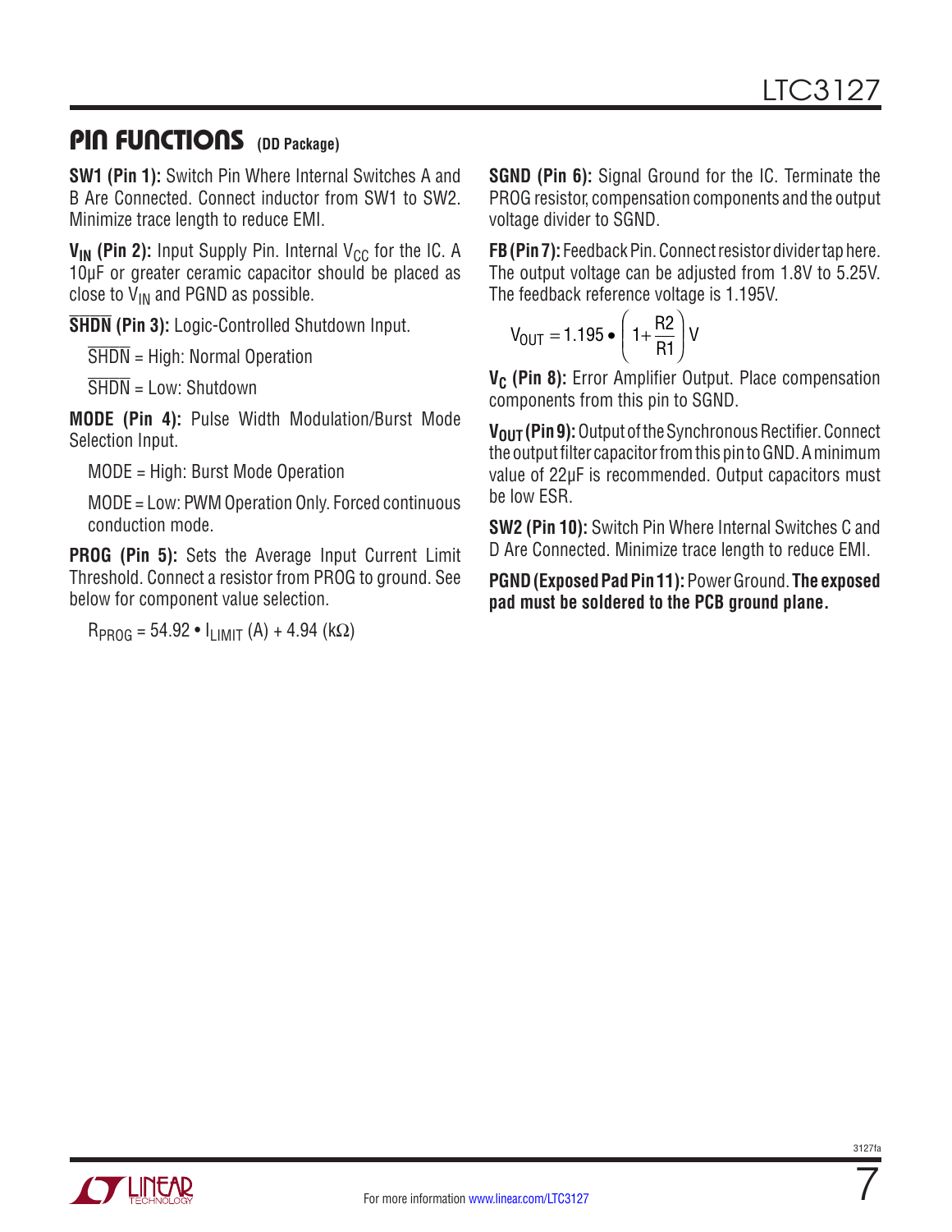## PIN FUNCTIONS (DD Package)

**SW1 (Pin 1):** Switch Pin Where Internal Switches A and B Are Connected. Connect inductor from SW1 to SW2. Minimize trace length to reduce EMI.

**$V_{IN}$ (Pin 2):** Input Supply Pin. Internal $V_{CC}$ for the IC. A 10µF or greater ceramic capacitor should be placed as close to $V_{IN}$ and PGND as possible.

**$\overline{SHDN}$ (Pin 3):** Logic-Controlled Shutdown Input.

$\overline{SHDN}$ = High: Normal Operation

$\overline{SHDN}$ = Low: Shutdown

**MODE (Pin 4):** Pulse Width Modulation/Burst Mode Selection Input.

MODE = High: Burst Mode Operation

MODE = Low: PWM Operation Only. Forced continuous conduction mode.

**PROG (Pin 5):** Sets the Average Input Current Limit Threshold. Connect a resistor from PROG to ground. See below for component value selection.

$R_{PROG} = 54.92 \bullet I_{LIMIT}\ (A) + 4.94\ (k\Omega)$

**SGND (Pin 6):** Signal Ground for the IC. Terminate the PROG resistor, compensation components and the output voltage divider to SGND.

**FB (Pin 7):** Feedback Pin. Connect resistor divider tap here. The output voltage can be adjusted from 1.8V to 5.25V. The feedback reference voltage is 1.195V.

$$V_{OUT} = 1.195 \bullet \left(1 + \frac{R2}{R1}\right) V$$

**$V_C$ (Pin 8):** Error Amplifier Output. Place compensation components from this pin to SGND.

**$V_{OUT}$ (Pin 9):** Output of the Synchronous Rectifier. Connect the output filter capacitor from this pin to GND. A minimum value of 22µF is recommended. Output capacitors must be low ESR.

**SW2 (Pin 10):** Switch Pin Where Internal Switches C and D Are Connected. Minimize trace length to reduce EMI.

**PGND (Exposed Pad Pin 11):** Power Ground. **The exposed pad must be soldered to the PCB ground plane.**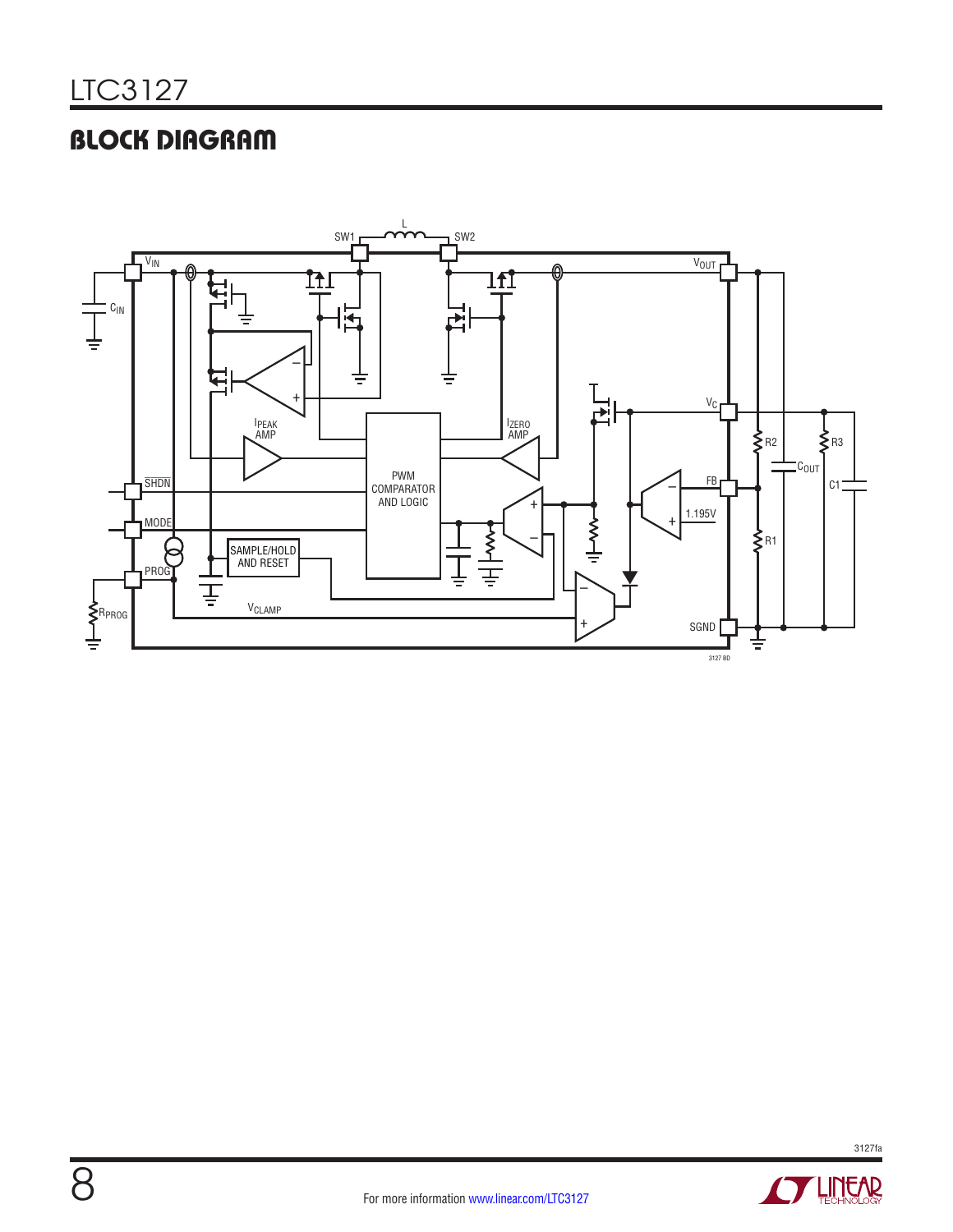## BLOCK DIAGRAM

L

SW1 SW2

$V_{IN}$ $V_{OUT}$

$C_{IN}$

$V_C$

$I_{PEAK}$ AMP

$I_{ZERO}$ AMP

R2 R3

$C_{OUT}$

PWM COMPARATOR AND LOGIC

FB

C1

$\overline{SHDN}$

1.195V

MODE

R1

SAMPLE/HOLD AND RESET

PROG

$R_{PROG}$

$V_{CLAMP}$

SGND

3127 BD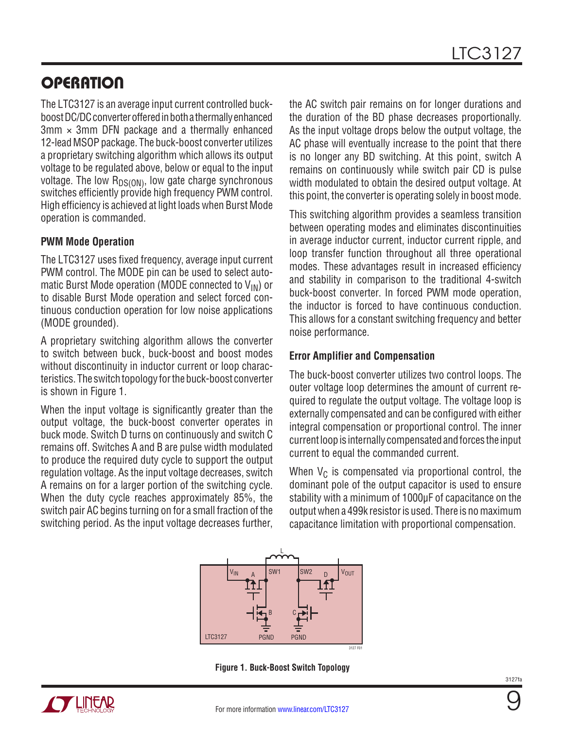## OPERATION

The LTC3127 is an average input current controlled buck-boost DC/DC converter offered in both a thermally enhanced 3mm × 3mm DFN package and a thermally enhanced 12-lead MSOP package. The buck-boost converter utilizes a proprietary switching algorithm which allows its output voltage to be regulated above, below or equal to the input voltage. The low $R_{DS(ON)}$, low gate charge synchronous switches efficiently provide high frequency PWM control. High efficiency is achieved at light loads when Burst Mode operation is commanded.

### PWM Mode Operation

The LTC3127 uses fixed frequency, average input current PWM control. The MODE pin can be used to select automatic Burst Mode operation (MODE connected to $V_{IN}$) or to disable Burst Mode operation and select forced continuous conduction operation for low noise applications (MODE grounded).

A proprietary switching algorithm allows the converter to switch between buck, buck-boost and boost modes without discontinuity in inductor current or loop characteristics. The switch topology for the buck-boost converter is shown in Figure 1.

When the input voltage is significantly greater than the output voltage, the buck-boost converter operates in buck mode. Switch D turns on continuously and switch C remains off. Switches A and B are pulse width modulated to produce the required duty cycle to support the output regulation voltage. As the input voltage decreases, switch A remains on for a larger portion of the switching cycle. When the duty cycle reaches approximately 85%, the switch pair AC begins turning on for a small fraction of the switching period. As the input voltage decreases further, the AC switch pair remains on for longer durations and the duration of the BD phase decreases proportionally. As the input voltage drops below the output voltage, the AC phase will eventually increase to the point that there is no longer any BD switching. At this point, switch A remains on continuously while switch pair CD is pulse width modulated to obtain the desired output voltage. At this point, the converter is operating solely in boost mode.

This switching algorithm provides a seamless transition between operating modes and eliminates discontinuities in average inductor current, inductor current ripple, and loop transfer function throughout all three operational modes. These advantages result in increased efficiency and stability in comparison to the traditional 4-switch buck-boost converter. In forced PWM mode operation, the inductor is forced to have continuous conduction. This allows for a constant switching frequency and better noise performance.

### Error Amplifier and Compensation

The buck-boost converter utilizes two control loops. The outer voltage loop determines the amount of current required to regulate the output voltage. The voltage loop is externally compensated and can be configured with either integral compensation or proportional control. The inner current loop is internally compensated and forces the input current to equal the commanded current.

When $V_C$ is compensated via proportional control, the dominant pole of the output capacitor is used to ensure stability with a minimum of 1000µF of capacitance on the output when a 499k resistor is used. There is no maximum capacitance limitation with proportional compensation.

**Figure 1. Buck-Boost Switch Topology**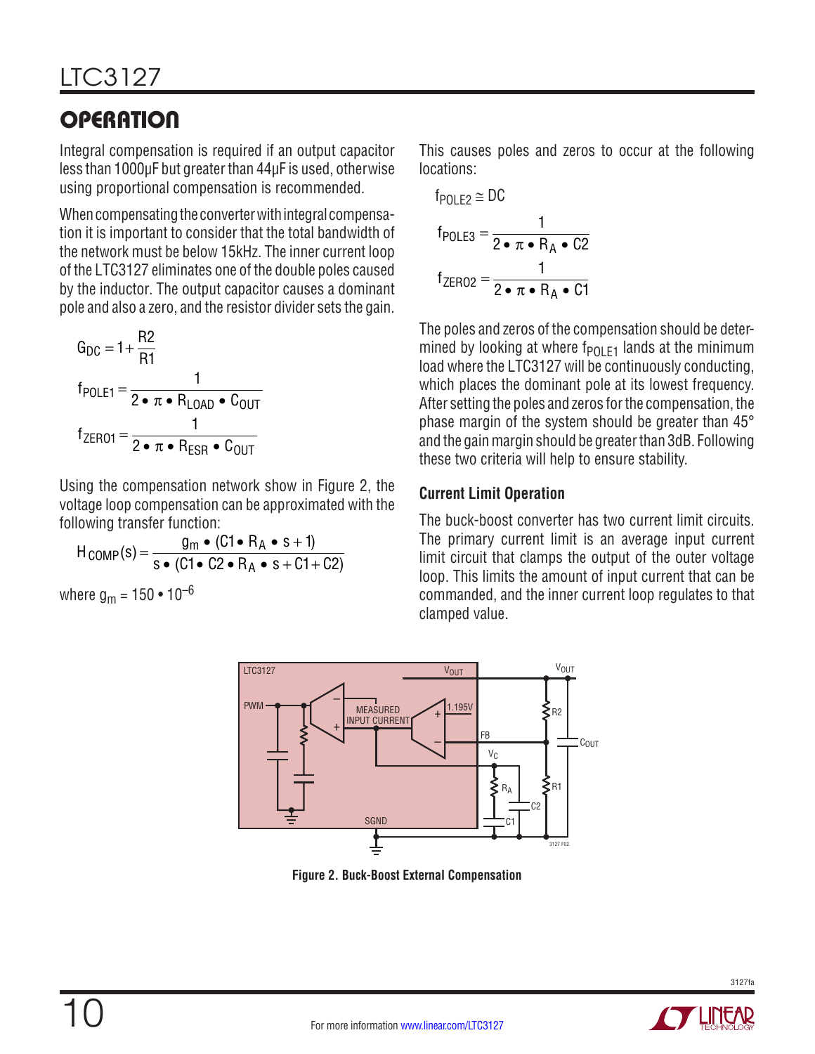## OPERATION

Integral compensation is required if an output capacitor less than 1000µF but greater than 44µF is used, otherwise using proportional compensation is recommended.

When compensating the converter with integral compensation it is important to consider that the total bandwidth of the network must be below 15kHz. The inner current loop of the LTC3127 eliminates one of the double poles caused by the inductor. The output capacitor causes a dominant pole and also a zero, and the resistor divider sets the gain.

$$G_{DC} = 1 + \frac{R2}{R1}$$

$$f_{POLE1} = \frac{1}{2 \bullet \pi \bullet R_{LOAD} \bullet C_{OUT}}$$

$$f_{ZERO1} = \frac{1}{2 \bullet \pi \bullet R_{ESR} \bullet C_{OUT}}$$

Using the compensation network show in Figure 2, the voltage loop compensation can be approximated with the following transfer function:

$$H_{COMP}(s) = \frac{g_m \bullet (C1 \bullet R_A \bullet s + 1)}{s \bullet (C1 \bullet C2 \bullet R_A \bullet s + C1 + C2)}$$

where $g_m = 150 \bullet 10^{-6}$

This causes poles and zeros to occur at the following locations:

$$f_{POLE2} \cong DC$$

$$f_{POLE3} = \frac{1}{2 \bullet \pi \bullet R_A \bullet C2}$$

$$f_{ZERO2} = \frac{1}{2 \bullet \pi \bullet R_A \bullet C1}$$

The poles and zeros of the compensation should be determined by looking at where $f_{POLE1}$ lands at the minimum load where the LTC3127 will be continuously conducting, which places the dominant pole at its lowest frequency. After setting the poles and zeros for the compensation, the phase margin of the system should be greater than 45° and the gain margin should be greater than 3dB. Following these two criteria will help to ensure stability.

### Current Limit Operation

The buck-boost converter has two current limit circuits. The primary current limit is an average input current limit circuit that clamps the output of the outer voltage loop. This limits the amount of input current that can be commanded, and the inner current loop regulates to that clamped value.

**Figure 2. Buck-Boost External Compensation**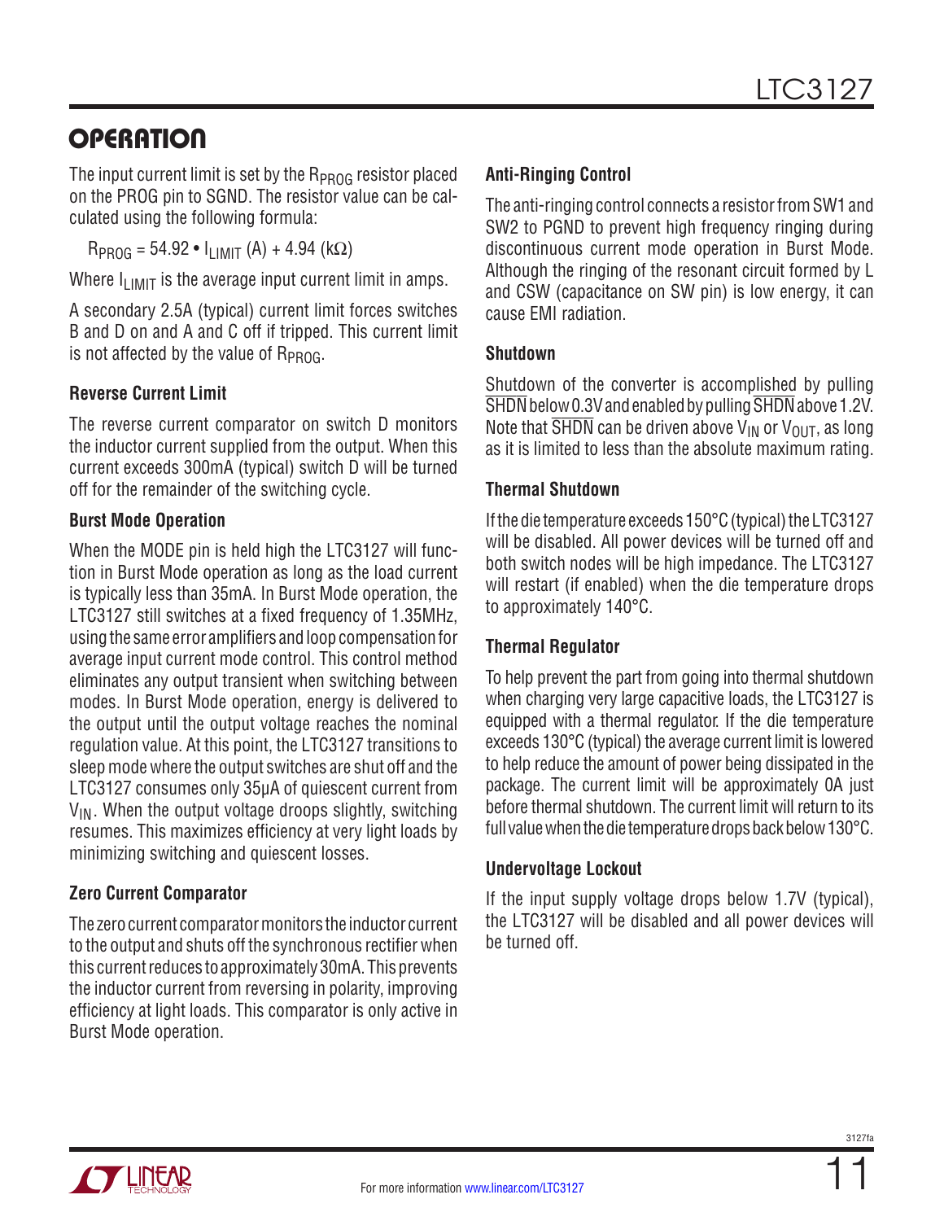## OPERATION

The input current limit is set by the $R_{PROG}$ resistor placed on the PROG pin to SGND. The resistor value can be calculated using the following formula:

$$R_{PROG} = 54.92 \bullet I_{LIMIT}\ (A) + 4.94\ (k\Omega)$$

Where $I_{LIMIT}$ is the average input current limit in amps.

A secondary 2.5A (typical) current limit forces switches B and D on and A and C off if tripped. This current limit is not affected by the value of $R_{PROG}$.

### Reverse Current Limit

The reverse current comparator on switch D monitors the inductor current supplied from the output. When this current exceeds 300mA (typical) switch D will be turned off for the remainder of the switching cycle.

### Burst Mode Operation

When the MODE pin is held high the LTC3127 will function in Burst Mode operation as long as the load current is typically less than 35mA. In Burst Mode operation, the LTC3127 still switches at a fixed frequency of 1.35MHz, using the same error amplifiers and loop compensation for average input current mode control. This control method eliminates any output transient when switching between modes. In Burst Mode operation, energy is delivered to the output until the output voltage reaches the nominal regulation value. At this point, the LTC3127 transitions to sleep mode where the output switches are shut off and the LTC3127 consumes only 35µA of quiescent current from $V_{IN}$. When the output voltage droops slightly, switching resumes. This maximizes efficiency at very light loads by minimizing switching and quiescent losses.

### Zero Current Comparator

The zero current comparator monitors the inductor current to the output and shuts off the synchronous rectifier when this current reduces to approximately 30mA. This prevents the inductor current from reversing in polarity, improving efficiency at light loads. This comparator is only active in Burst Mode operation.

### Anti-Ringing Control

The anti-ringing control connects a resistor from SW1 and SW2 to PGND to prevent high frequency ringing during discontinuous current mode operation in Burst Mode. Although the ringing of the resonant circuit formed by L and CSW (capacitance on SW pin) is low energy, it can cause EMI radiation.

### Shutdown

Shutdown of the converter is accomplished by pulling $\overline{SHDN}$ below 0.3V and enabled by pulling $\overline{SHDN}$ above 1.2V. Note that $\overline{SHDN}$ can be driven above $V_{IN}$ or $V_{OUT}$, as long as it is limited to less than the absolute maximum rating.

### Thermal Shutdown

If the die temperature exceeds 150°C (typical) the LTC3127 will be disabled. All power devices will be turned off and both switch nodes will be high impedance. The LTC3127 will restart (if enabled) when the die temperature drops to approximately 140°C.

### Thermal Regulator

To help prevent the part from going into thermal shutdown when charging very large capacitive loads, the LTC3127 is equipped with a thermal regulator. If the die temperature exceeds 130°C (typical) the average current limit is lowered to help reduce the amount of power being dissipated in the package. The current limit will be approximately 0A just before thermal shutdown. The current limit will return to its full value when the die temperature drops back below 130°C.

### Undervoltage Lockout

If the input supply voltage drops below 1.7V (typical), the LTC3127 will be disabled and all power devices will be turned off.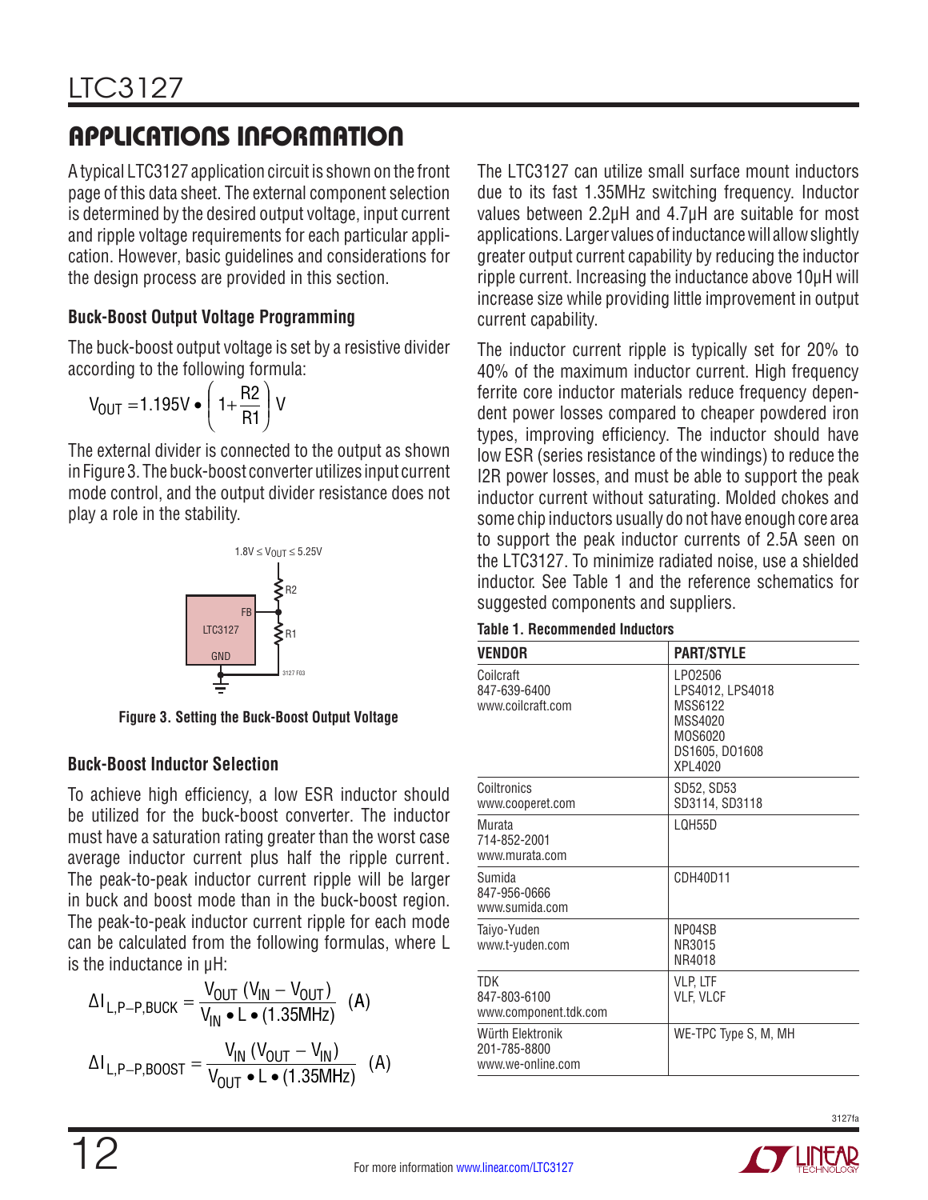## APPLICATIONS INFORMATION

A typical LTC3127 application circuit is shown on the front page of this data sheet. The external component selection is determined by the desired output voltage, input current and ripple voltage requirements for each particular application. However, basic guidelines and considerations for the design process are provided in this section.

### Buck-Boost Output Voltage Programming

The buck-boost output voltage is set by a resistive divider according to the following formula:

$$V_{OUT} = 1.195V \bullet \left(1 + \frac{R2}{R1}\right) V$$

The external divider is connected to the output as shown in Figure 3. The buck-boost converter utilizes input current mode control, and the output divider resistance does not play a role in the stability.

$1.8V \le V_{OUT} \le 5.25V$

LTC3127 FB GND R2 R1

**Figure 3. Setting the Buck-Boost Output Voltage**

### Buck-Boost Inductor Selection

To achieve high efficiency, a low ESR inductor should be utilized for the buck-boost converter. The inductor must have a saturation rating greater than the worst case average inductor current plus half the ripple current. The peak-to-peak inductor current ripple will be larger in buck and boost mode than in the buck-boost region. The peak-to-peak inductor current ripple for each mode can be calculated from the following formulas, where L is the inductance in µH:

$$\Delta I_{L,P-P,BUCK} = \frac{V_{OUT}(V_{IN} - V_{OUT})}{V_{IN} \bullet L \bullet (1.35MHz)} \text{ (A)}$$

$$\Delta I_{L,P-P,BOOST} = \frac{V_{IN}(V_{OUT} - V_{IN})}{V_{OUT} \bullet L \bullet (1.35MHz)} \text{ (A)}$$

The LTC3127 can utilize small surface mount inductors due to its fast 1.35MHz switching frequency. Inductor values between 2.2µH and 4.7µH are suitable for most applications. Larger values of inductance will allow slightly greater output current capability by reducing the inductor ripple current. Increasing the inductance above 10µH will increase size while providing little improvement in output current capability.

The inductor current ripple is typically set for 20% to 40% of the maximum inductor current. High frequency ferrite core inductor materials reduce frequency dependent power losses compared to cheaper powdered iron types, improving efficiency. The inductor should have low ESR (series resistance of the windings) to reduce the I2R power losses, and must be able to support the peak inductor current without saturating. Molded chokes and some chip inductors usually do not have enough core area to support the peak inductor currents of 2.5A seen on the LTC3127. To minimize radiated noise, use a shielded inductor. See Table 1 and the reference schematics for suggested components and suppliers.

**Table 1. Recommended Inductors**

| VENDOR | PART/STYLE |
|---|---|
| Coilcraft<br>847-639-6400<br>www.coilcraft.com | LPO2506<br>LPS4012, LPS4018<br>MSS6122<br>MSS4020<br>MOS6020<br>DS1605, DO1608<br>XPL4020 |
| Coiltronics<br>www.cooperet.com | SD52, SD53<br>SD3114, SD3118 |
| Murata<br>714-852-2001<br>www.murata.com | LQH55D |
| Sumida<br>847-956-0666<br>www.sumida.com | CDH40D11 |
| Taiyo-Yuden<br>www.t-yuden.com | NP04SB<br>NR3015<br>NR4018 |
| TDK<br>847-803-6100<br>www.component.tdk.com | VLP, LTF<br>VLF, VLCF |
| Würth Elektronik<br>201-785-8800<br>www.we-online.com | WE-TPC Type S, M, MH |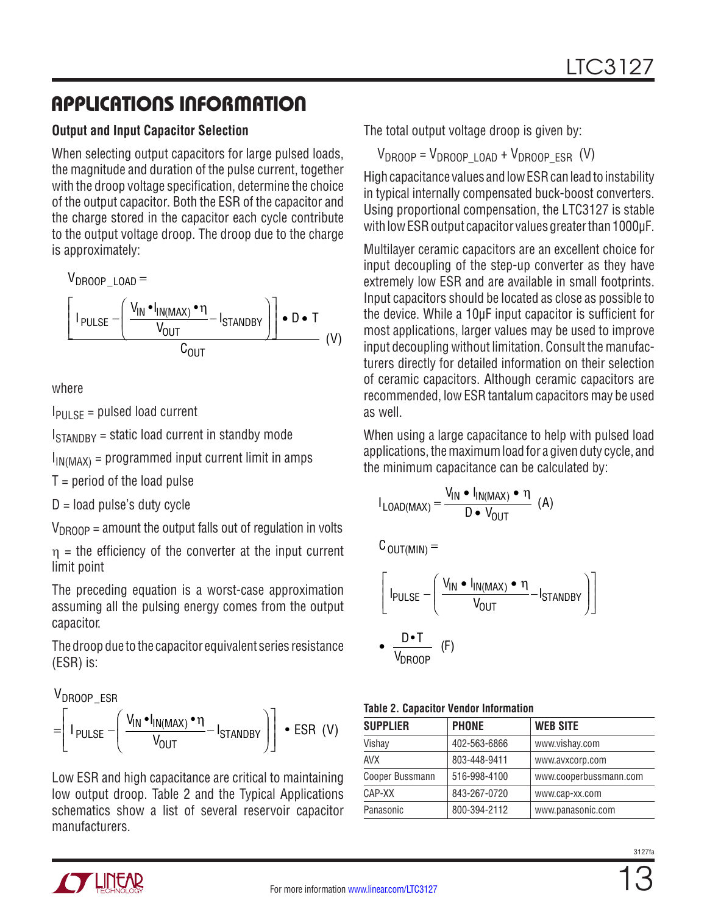## APPLICATIONS INFORMATION

### Output and Input Capacitor Selection

When selecting output capacitors for large pulsed loads, the magnitude and duration of the pulse current, together with the droop voltage specification, determine the choice of the output capacitor. Both the ESR of the capacitor and the charge stored in the capacitor each cycle contribute to the output voltage droop. The droop due to the charge is approximately:

$$V_{DROOP\_LOAD} = \frac{\left[ I_{PULSE} - \left( \frac{V_{IN} \cdot I_{IN(MAX)} \cdot \eta}{V_{OUT}} - I_{STANDBY} \right) \right] \cdot D \cdot T}{C_{OUT}} \text{ (V)}$$

where

$I_{PULSE}$ = pulsed load current

$I_{STANDBY}$ = static load current in standby mode

$I_{IN(MAX)}$ = programmed input current limit in amps

T = period of the load pulse

D = load pulse's duty cycle

$V_{DROOP}$ = amount the output falls out of regulation in volts

η = the efficiency of the converter at the input current limit point

The preceding equation is a worst-case approximation assuming all the pulsing energy comes from the output capacitor.

The droop due to the capacitor equivalent series resistance (ESR) is:

$$V_{DROOP\_ESR} = \left[ I_{PULSE} - \left( \frac{V_{IN} \cdot I_{IN(MAX)} \cdot \eta}{V_{OUT}} - I_{STANDBY} \right) \right] \cdot ESR \text{ (V)}$$

Low ESR and high capacitance are critical to maintaining low output droop. Table 2 and the Typical Applications schematics show a list of several reservoir capacitor manufacturers.

The total output voltage droop is given by:

$$V_{DROOP} = V_{DROOP\_LOAD} + V_{DROOP\_ESR} \text{ (V)}$$

High capacitance values and low ESR can lead to instability in typical internally compensated buck-boost converters. Using proportional compensation, the LTC3127 is stable with low ESR output capacitor values greater than 1000µF.

Multilayer ceramic capacitors are an excellent choice for input decoupling of the step-up converter as they have extremely low ESR and are available in small footprints. Input capacitors should be located as close as possible to the device. While a 10µF input capacitor is sufficient for most applications, larger values may be used to improve input decoupling without limitation. Consult the manufacturers directly for detailed information on their selection of ceramic capacitors. Although ceramic capacitors are recommended, low ESR tantalum capacitors may be used as well.

When using a large capacitance to help with pulsed load applications, the maximum load for a given duty cycle, and the minimum capacitance can be calculated by:

$$I_{LOAD(MAX)} = \frac{V_{IN} \cdot I_{IN(MAX)} \cdot \eta}{D \cdot V_{OUT}} \text{ (A)}$$

$$C_{OUT(MIN)} = \left[ I_{PULSE} - \left( \frac{V_{IN} \cdot I_{IN(MAX)} \cdot \eta}{V_{OUT}} - I_{STANDBY} \right) \right] \cdot \frac{D \cdot T}{V_{DROOP}} \text{ (F)}$$

**Table 2. Capacitor Vendor Information**

| SUPPLIER | PHONE | WEB SITE |
|---|---|---|
| Vishay | 402-563-6866 | www.vishay.com |
| AVX | 803-448-9411 | www.avxcorp.com |
| Cooper Bussmann | 516-998-4100 | www.cooperbussmann.com |
| CAP-XX | 843-267-0720 | www.cap-xx.com |
| Panasonic | 800-394-2112 | www.panasonic.com |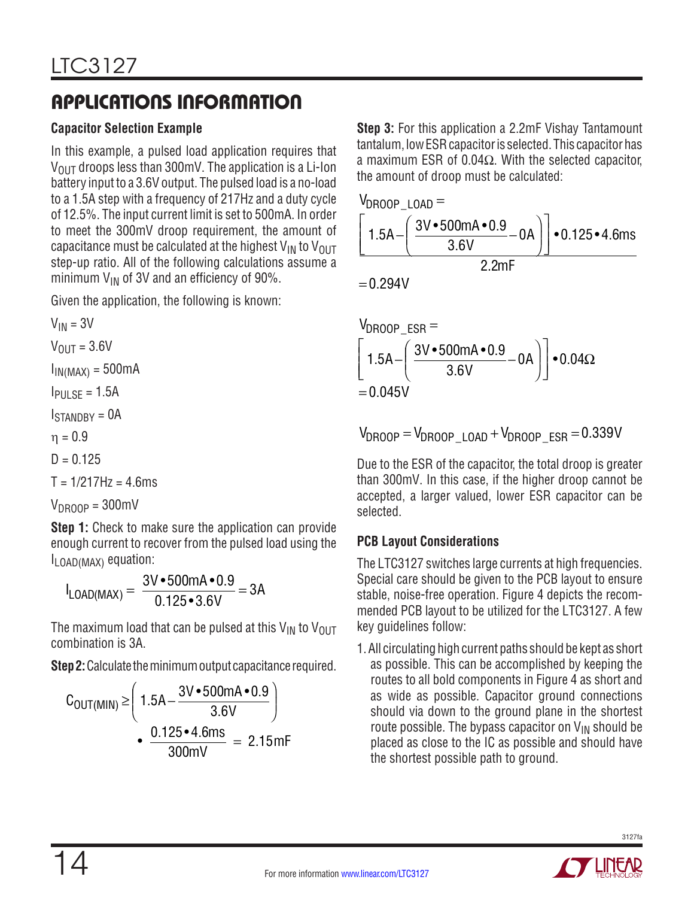## APPLICATIONS INFORMATION

### Capacitor Selection Example

In this example, a pulsed load application requires that $V_{OUT}$ droops less than 300mV. The application is a Li-Ion battery input to a 3.6V output. The pulsed load is a no-load to a 1.5A step with a frequency of 217Hz and a duty cycle of 12.5%. The input current limit is set to 500mA. In order to meet the 300mV droop requirement, the amount of capacitance must be calculated at the highest $V_{IN}$ to $V_{OUT}$ step-up ratio. All of the following calculations assume a minimum $V_{IN}$ of 3V and an efficiency of 90%.

Given the application, the following is known:

$V_{IN}$ = 3V

$V_{OUT}$ = 3.6V

$I_{IN(MAX)}$ = 500mA

$I_{PULSE}$ = 1.5A

$I_{STANDBY}$ = 0A

$\eta$ = 0.9

D = 0.125

T = 1/217Hz = 4.6ms

$V_{DROOP}$ = 300mV

**Step 1:** Check to make sure the application can provide enough current to recover from the pulsed load using the $I_{LOAD(MAX)}$ equation:

$$I_{LOAD(MAX)} = \frac{3V \cdot 500mA \cdot 0.9}{0.125 \cdot 3.6V} = 3A$$

The maximum load that can be pulsed at this $V_{IN}$ to $V_{OUT}$ combination is 3A.

**Step 2:** Calculate the minimum output capacitance required.

$$C_{OUT(MIN)} \geq \left(1.5A - \frac{3V \cdot 500mA \cdot 0.9}{3.6V}\right) \cdot \frac{0.125 \cdot 4.6ms}{300mV} = 2.15mF$$

**Step 3:** For this application a 2.2mF Vishay Tantamount tantalum, low ESR capacitor is selected. This capacitor has a maximum ESR of 0.04Ω. With the selected capacitor, the amount of droop must be calculated:

$$V_{DROOP\_LOAD} = \frac{\left[1.5A - \left(\frac{3V \cdot 500mA \cdot 0.9}{3.6V} - 0A\right)\right] \cdot 0.125 \cdot 4.6ms}{2.2mF} = 0.294V$$

$$V_{DROOP\_ESR} = \left[1.5A - \left(\frac{3V \cdot 500mA \cdot 0.9}{3.6V} - 0A\right)\right] \cdot 0.04\Omega = 0.045V$$

$$V_{DROOP} = V_{DROOP\_LOAD} + V_{DROOP\_ESR} = 0.339V$$

Due to the ESR of the capacitor, the total droop is greater than 300mV. In this case, if the higher droop cannot be accepted, a larger valued, lower ESR capacitor can be selected.

### PCB Layout Considerations

The LTC3127 switches large currents at high frequencies. Special care should be given to the PCB layout to ensure stable, noise-free operation. Figure 4 depicts the recommended PCB layout to be utilized for the LTC3127. A few key guidelines follow:

1. All circulating high current paths should be kept as short as possible. This can be accomplished by keeping the routes to all bold components in Figure 4 as short and as wide as possible. Capacitor ground connections should via down to the ground plane in the shortest route possible. The bypass capacitor on $V_{IN}$ should be placed as close to the IC as possible and should have the shortest possible path to ground.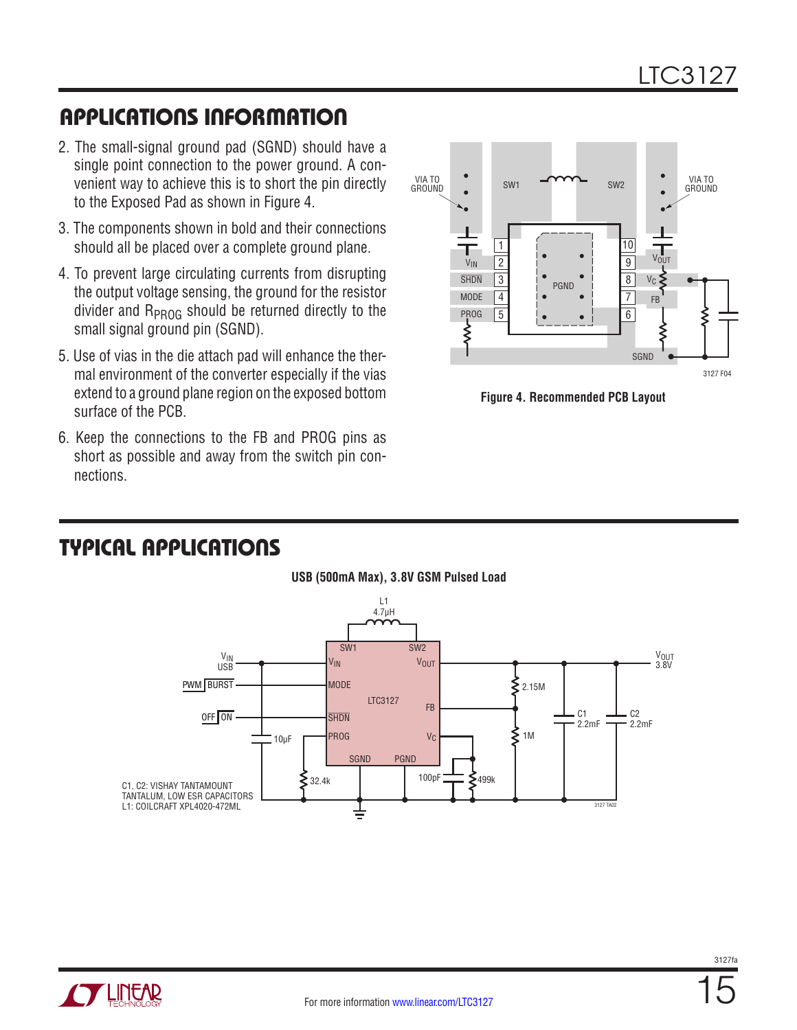## APPLICATIONS INFORMATION

2. The small-signal ground pad (SGND) should have a single point connection to the power ground. A convenient way to achieve this is to short the pin directly to the Exposed Pad as shown in Figure 4.
3. The components shown in bold and their connections should all be placed over a complete ground plane.
4. To prevent large circulating currents from disrupting the output voltage sensing, the ground for the resistor divider and $R_{PROG}$ should be returned directly to the small signal ground pin (SGND).
5. Use of vias in the die attach pad will enhance the thermal environment of the converter especially if the vias extend to a ground plane region on the exposed bottom surface of the PCB.
6. Keep the connections to the FB and PROG pins as short as possible and away from the switch pin connections.

Figure 4. Recommended PCB Layout

## TYPICAL APPLICATIONS

**USB (500mA Max), 3.8V GSM Pulsed Load**

C1, C2: VISHAY TANTAMOUNT TANTALUM, LOW ESR CAPACITORS
L1: COILCRAFT XPL4020-472ML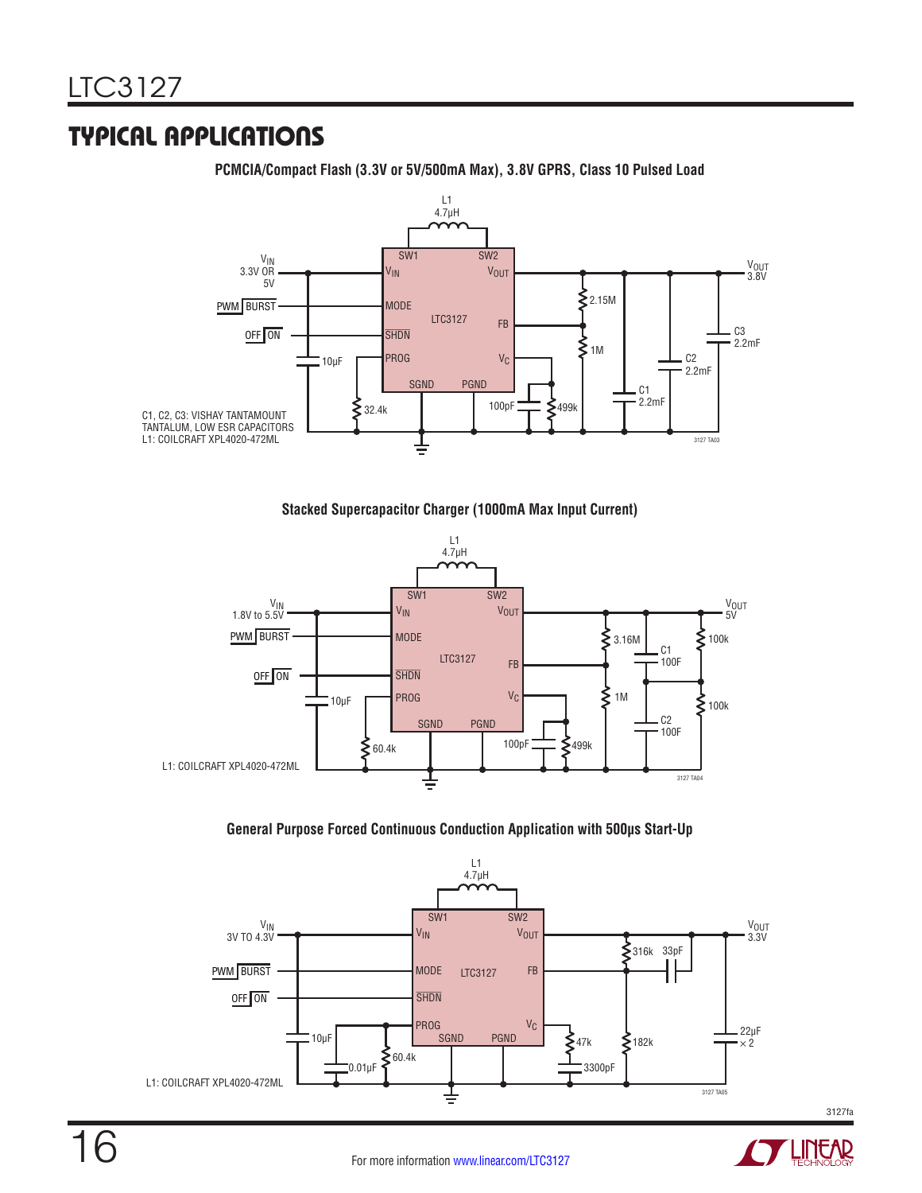## TYPICAL APPLICATIONS

**PCMCIA/Compact Flash (3.3V or 5V/500mA Max), 3.8V GPRS, Class 10 Pulsed Load**

L1 4.7µH

$V_{IN}$ 3.3V OR 5V

PWM/BURST

OFF/ON

SW1, SW2, $V_{IN}$, $V_{OUT}$, MODE, LTC3127, FB, SHDN, PROG, $V_C$, SGND, PGND

10µF, 32.4k, 100pF, 499k, 2.15M, 1M, C1 2.2mF, C2 2.2mF, C3 2.2mF

$V_{OUT}$ 3.8V

C1, C2, C3: VISHAY TANTAMOUNT TANTALUM, LOW ESR CAPACITORS
L1: COILCRAFT XPL4020-472ML

3127 TA03

**Stacked Supercapacitor Charger (1000mA Max Input Current)**

L1 4.7µH

$V_{IN}$ 1.8V to 5.5V

PWM/BURST

OFF/ON

SW1, SW2, $V_{IN}$, $V_{OUT}$, MODE, LTC3127, FB, SHDN, PROG, $V_C$, SGND, PGND

10µF, 60.4k, 100pF, 499k, 3.16M, 1M, C1 100F, C2 100F, 100k, 100k

$V_{OUT}$ 5V

L1: COILCRAFT XPL4020-472ML

3127 TA04

**General Purpose Forced Continuous Conduction Application with 500µs Start-Up**

L1 4.7µH

$V_{IN}$ 3V TO 4.3V

PWM/BURST

OFF/ON

SW1, SW2, $V_{IN}$, $V_{OUT}$, MODE, LTC3127, FB, SHDN, PROG, $V_C$, SGND, PGND

10µF, 0.01µF, 60.4k, 47k, 3300pF, 316k, 33pF, 182k, 22µF × 2

$V_{OUT}$ 3.3V

L1: COILCRAFT XPL4020-472ML

3127 TA05

For more information www.linear.com/LTC3127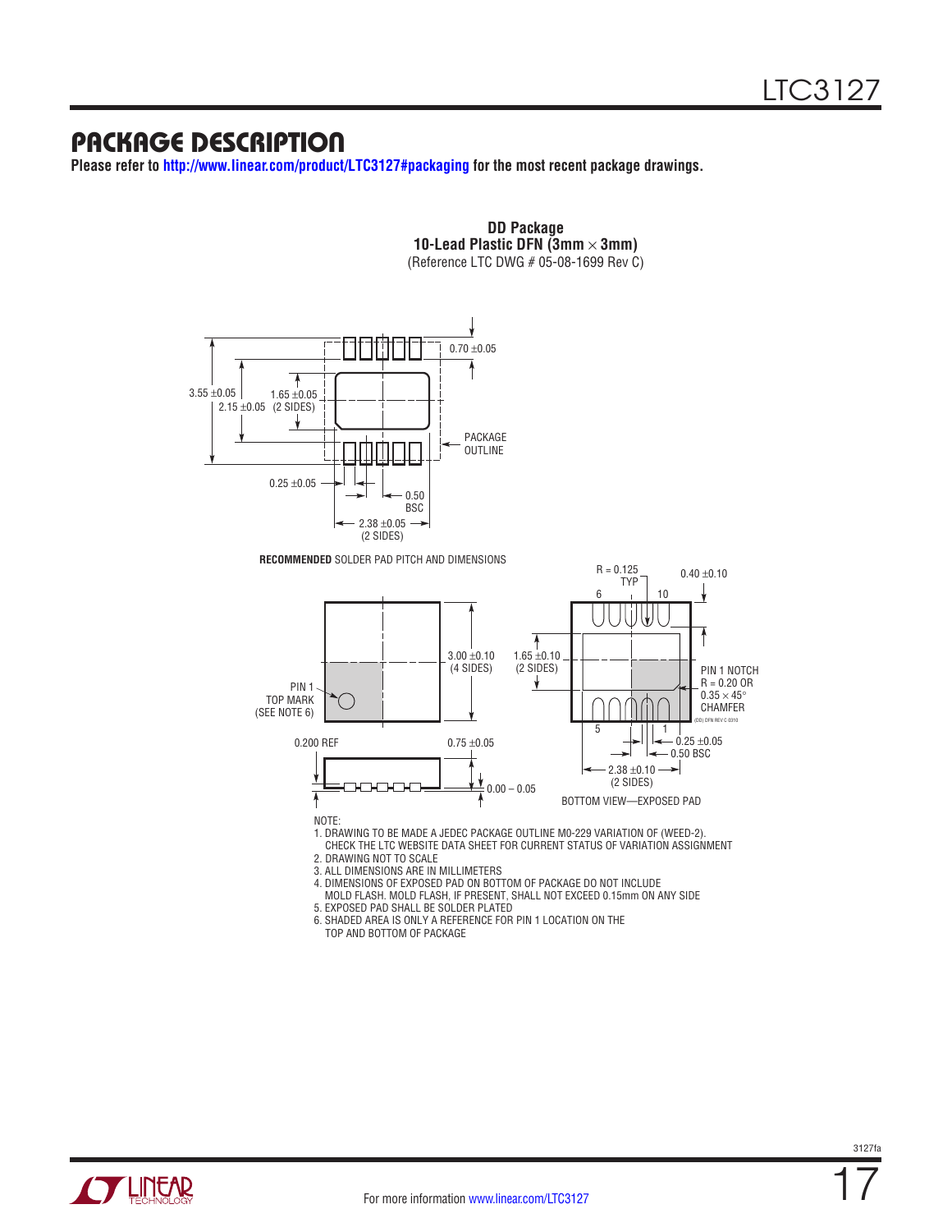## PACKAGE DESCRIPTION

**Please refer to http://www.linear.com/product/LTC3127#packaging for the most recent package drawings.**

**DD Package**
**10-Lead Plastic DFN (3mm × 3mm)**
(Reference LTC DWG # 05-08-1699 Rev C)

3.55 ±0.05
2.15 ±0.05
1.65 ±0.05 (2 SIDES)
0.70 ±0.05
PACKAGE OUTLINE
0.25 ±0.05
0.50 BSC
2.38 ±0.05 (2 SIDES)

**RECOMMENDED** SOLDER PAD PITCH AND DIMENSIONS

PIN 1 TOP MARK (SEE NOTE 6)
3.00 ±0.10 (4 SIDES)
1.65 ±0.10 (2 SIDES)
R = 0.125 TYP
0.40 ±0.10
6 10
PIN 1 NOTCH R = 0.20 OR 0.35 × 45° CHAMFER
5 1
0.25 ±0.05
0.50 BSC
2.38 ±0.10 (2 SIDES)
0.200 REF
0.75 ±0.05
0.00 – 0.05

BOTTOM VIEW—EXPOSED PAD

(DD) DFN REV C 0310

NOTE:
1. DRAWING TO BE MADE A JEDEC PACKAGE OUTLINE M0-229 VARIATION OF (WEED-2). CHECK THE LTC WEBSITE DATA SHEET FOR CURRENT STATUS OF VARIATION ASSIGNMENT
2. DRAWING NOT TO SCALE
3. ALL DIMENSIONS ARE IN MILLIMETERS
4. DIMENSIONS OF EXPOSED PAD ON BOTTOM OF PACKAGE DO NOT INCLUDE MOLD FLASH. MOLD FLASH, IF PRESENT, SHALL NOT EXCEED 0.15mm ON ANY SIDE
5. EXPOSED PAD SHALL BE SOLDER PLATED
6. SHADED AREA IS ONLY A REFERENCE FOR PIN 1 LOCATION ON THE TOP AND BOTTOM OF PACKAGE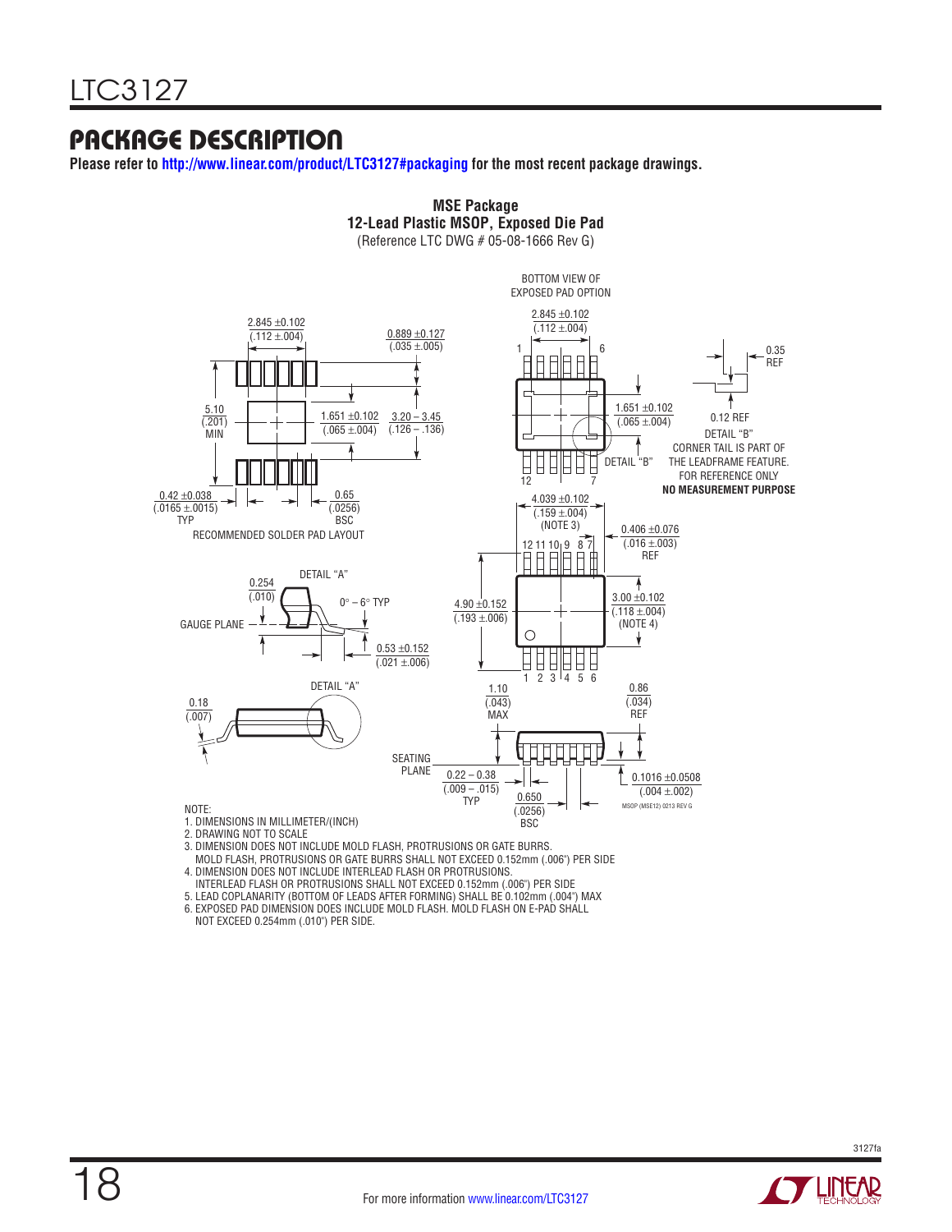## PACKAGE DESCRIPTION

**Please refer to http://www.linear.com/product/LTC3127#packaging for the most recent package drawings.**

**MSE Package**
**12-Lead Plastic MSOP, Exposed Die Pad**
(Reference LTC DWG # 05-08-1666 Rev G)

BOTTOM VIEW OF EXPOSED PAD OPTION

2.845 ±0.102 (.112 ±.004)

0.889 ±0.127 (.035 ±.005)

5.10 (.201) MIN

1.651 ±0.102 (.065 ±.004)

3.20 – 3.45 (.126 – .136)

0.42 ±0.038 (.0165 ±.0015) TYP

0.65 (.0256) BSC

RECOMMENDED SOLDER PAD LAYOUT

0.35 REF

0.12 REF

DETAIL "B"

CORNER TAIL IS PART OF THE LEADFRAME FEATURE. FOR REFERENCE ONLY

**NO MEASUREMENT PURPOSE**

4.039 ±0.102 (.159 ±.004) (NOTE 3)

0.406 ±0.076 (.016 ±.003) REF

DETAIL "A"

0.254 (.010)

0° – 6° TYP

GAUGE PLANE

0.53 ±0.152 (.021 ±.006)

4.90 ±0.152 (.193 ±.006)

3.00 ±0.102 (.118 ±.004) (NOTE 4)

0.18 (.007)

1.10 (.043) MAX

0.86 (.034) REF

SEATING PLANE

0.22 – 0.38 (.009 – .015) TYP

0.650 (.0256) BSC

0.1016 ±0.0508 (.004 ±.002)

MSOP (MSE12) 0213 REV G

NOTE:
1. DIMENSIONS IN MILLIMETER/(INCH)
2. DRAWING NOT TO SCALE
3. DIMENSION DOES NOT INCLUDE MOLD FLASH, PROTRUSIONS OR GATE BURRS. MOLD FLASH, PROTRUSIONS OR GATE BURRS SHALL NOT EXCEED 0.152mm (.006") PER SIDE
4. DIMENSION DOES NOT INCLUDE INTERLEAD FLASH OR PROTRUSIONS. INTERLEAD FLASH OR PROTRUSIONS SHALL NOT EXCEED 0.152mm (.006") PER SIDE
5. LEAD COPLANARITY (BOTTOM OF LEADS AFTER FORMING) SHALL BE 0.102mm (.004") MAX
6. EXPOSED PAD DIMENSION DOES INCLUDE MOLD FLASH. MOLD FLASH ON E-PAD SHALL NOT EXCEED 0.254mm (.010") PER SIDE.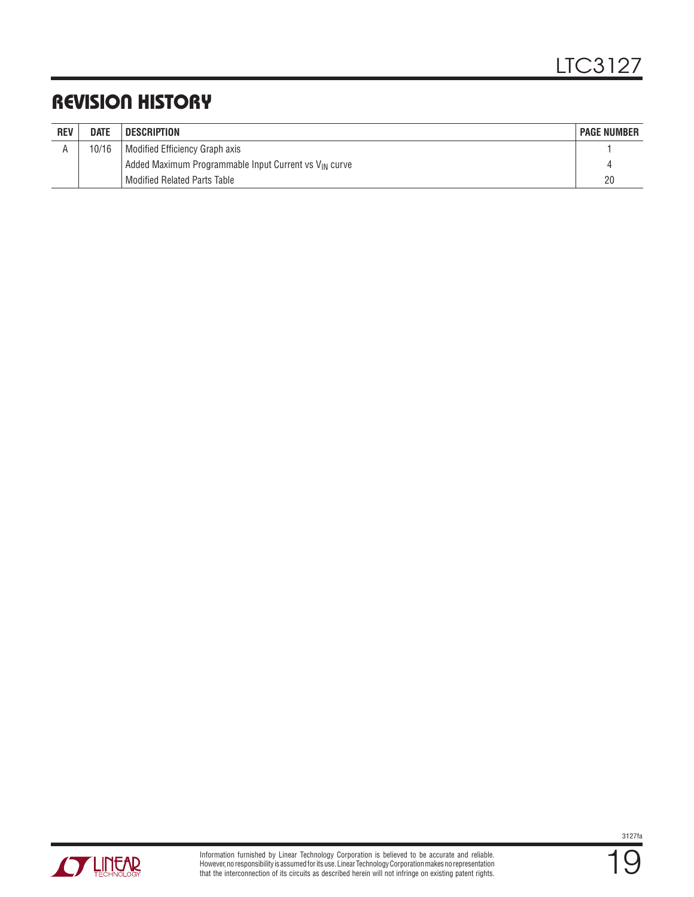## REVISION HISTORY

| REV | DATE | DESCRIPTION | PAGE NUMBER |
|---|---|---|---|
| A | 10/16 | Modified Efficiency Graph axis | 1 |
| | | Added Maximum Programmable Input Current vs $V_{IN}$ curve | 4 |
| | | Modified Related Parts Table | 20 |

Information furnished by Linear Technology Corporation is believed to be accurate and reliable. However, no responsibility is assumed for its use. Linear Technology Corporation makes no representation that the interconnection of its circuits as described herein will not infringe on existing patent rights.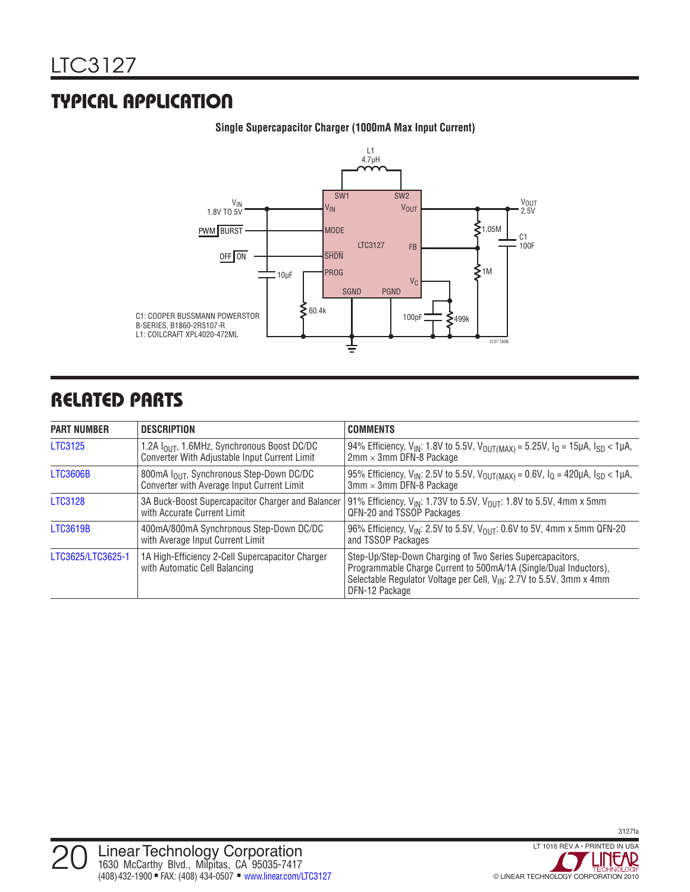## TYPICAL APPLICATION

**Single Supercapacitor Charger (1000mA Max Input Current)**

L1
4.7µH
SW1
SW2
$V_{IN}$
1.8V TO 5V
$V_{IN}$
$V_{OUT}$
$V_{OUT}$
2.5V
PWM BURST
MODE
1.05M
C1
100F
LTC3127
FB
OFF ON
SHDN
10µF
PROG
1M
$V_C$
SGND
PGND
60.4k
100pF
499k
C1: COOPER BUSSMANN POWERSTOR B-SERIES, B1860-2R5107-R
L1: COILCRAFT XPL4020-472ML
3127 TA06

## RELATED PARTS

| PART NUMBER | DESCRIPTION | COMMENTS |
|---|---|---|
| LTC3125 | 1.2A $I_{OUT}$, 1.6MHz, Synchronous Boost DC/DC Converter With Adjustable Input Current Limit | 94% Efficiency, $V_{IN}$: 1.8V to 5.5V, $V_{OUT(MAX)}$ = 5.25V, $I_Q$ = 15µA, $I_{SD}$ < 1µA, 2mm × 3mm DFN-8 Package |
| LTC3606B | 800mA $I_{OUT}$, Synchronous Step-Down DC/DC Converter with Average Input Current Limit | 95% Efficiency, $V_{IN}$: 2.5V to 5.5V, $V_{OUT(MAX)}$ = 0.6V, $I_Q$ = 420µA, $I_{SD}$ < 1µA, 3mm × 3mm DFN-8 Package |
| LTC3128 | 3A Buck-Boost Supercapacitor Charger and Balancer with Accurate Current Limit | 91% Efficiency, $V_{IN}$: 1.73V to 5.5V, $V_{OUT}$: 1.8V to 5.5V, 4mm x 5mm QFN-20 and TSSOP Packages |
| LTC3619B | 400mA/800mA Synchronous Step-Down DC/DC with Average Input Current Limit | 96% Efficiency, $V_{IN}$: 2.5V to 5.5V, $V_{OUT}$: 0.6V to 5V, 4mm x 5mm QFN-20 and TSSOP Packages |
| LTC3625/LTC3625-1 | 1A High-Efficiency 2-Cell Supercapacitor Charger with Automatic Cell Balancing | Step-Up/Step-Down Charging of Two Series Supercapacitors, Programmable Charge Current to 500mA/1A (Single/Dual Inductors), Selectable Regulator Voltage per Cell, $V_{IN}$: 2.7V to 5.5V, 3mm x 4mm DFN-12 Package |

Linear Technology Corporation
1630 McCarthy Blvd., Milpitas, CA 95035-7417
(408) 432-1900 • FAX: (408) 434-0507 • www.linear.com/LTC3127

LT 1016 REV A • PRINTED IN USA
© LINEAR TECHNOLOGY CORPORATION 2010